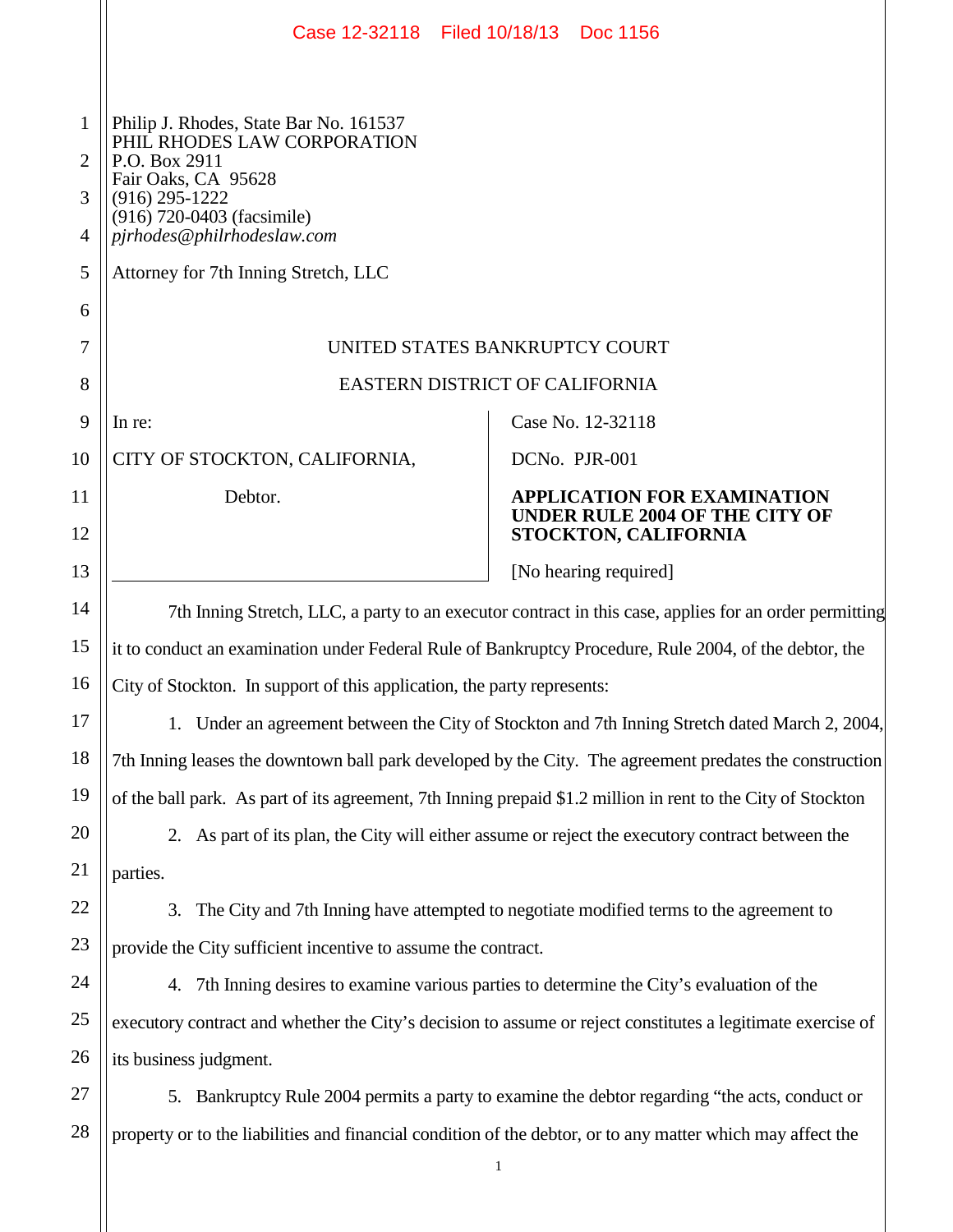Philip J. Rhodes, State Bar No. 161537
PHIL RHODES LAW CORPORATION
P.O. Box 2911
Fair Oaks, CA 95628
(916) 295-1222
(916) 720-0403 (facsimile)
*pjrhodes@philrhodeslaw.com*

Attorney for 7th Inning Stretch, LLC

UNITED STATES BANKRUPTCY COURT

EASTERN DISTRICT OF CALIFORNIA

| In re: CITY OF STOCKTON, CALIFORNIA, Debtor. | Case No. 12-32118 |
|---|---|
| | DCNo. PJR-001 |
| | **APPLICATION FOR EXAMINATION UNDER RULE 2004 OF THE CITY OF STOCKTON, CALIFORNIA** |
| | [No hearing required] |

7th Inning Stretch, LLC, a party to an executor contract in this case, applies for an order permitting it to conduct an examination under Federal Rule of Bankruptcy Procedure, Rule 2004, of the debtor, the City of Stockton. In support of this application, the party represents:

1. Under an agreement between the City of Stockton and 7th Inning Stretch dated March 2, 2004, 7th Inning leases the downtown ball park developed by the City. The agreement predates the construction of the ball park. As part of its agreement, 7th Inning prepaid $1.2 million in rent to the City of Stockton

2. As part of its plan, the City will either assume or reject the executory contract between the parties.

3. The City and 7th Inning have attempted to negotiate modified terms to the agreement to provide the City sufficient incentive to assume the contract.

4. 7th Inning desires to examine various parties to determine the City's evaluation of the executory contract and whether the City's decision to assume or reject constitutes a legitimate exercise of its business judgment.

5. Bankruptcy Rule 2004 permits a party to examine the debtor regarding "the acts, conduct or property or to the liabilities and financial condition of the debtor, or to any matter which may affect the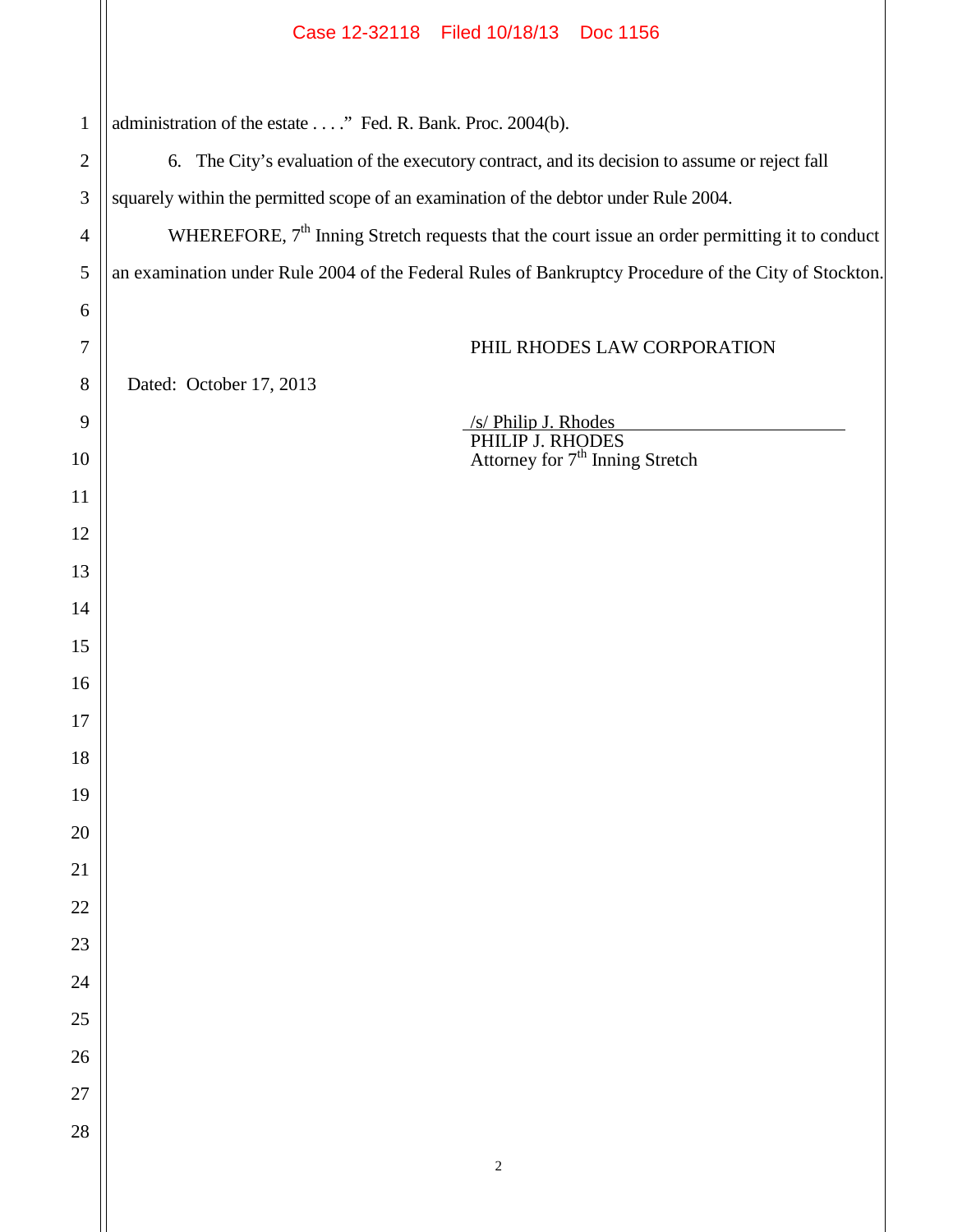administration of the estate . . . ." Fed. R. Bank. Proc. 2004(b).

6. The City's evaluation of the executory contract, and its decision to assume or reject fall squarely within the permitted scope of an examination of the debtor under Rule 2004.

WHEREFORE, 7th Inning Stretch requests that the court issue an order permitting it to conduct an examination under Rule 2004 of the Federal Rules of Bankruptcy Procedure of the City of Stockton.

PHIL RHODES LAW CORPORATION

Dated: October 17, 2013

/s/ Philip J. Rhodes
PHILIP J. RHODES
Attorney for 7th Inning Stretch